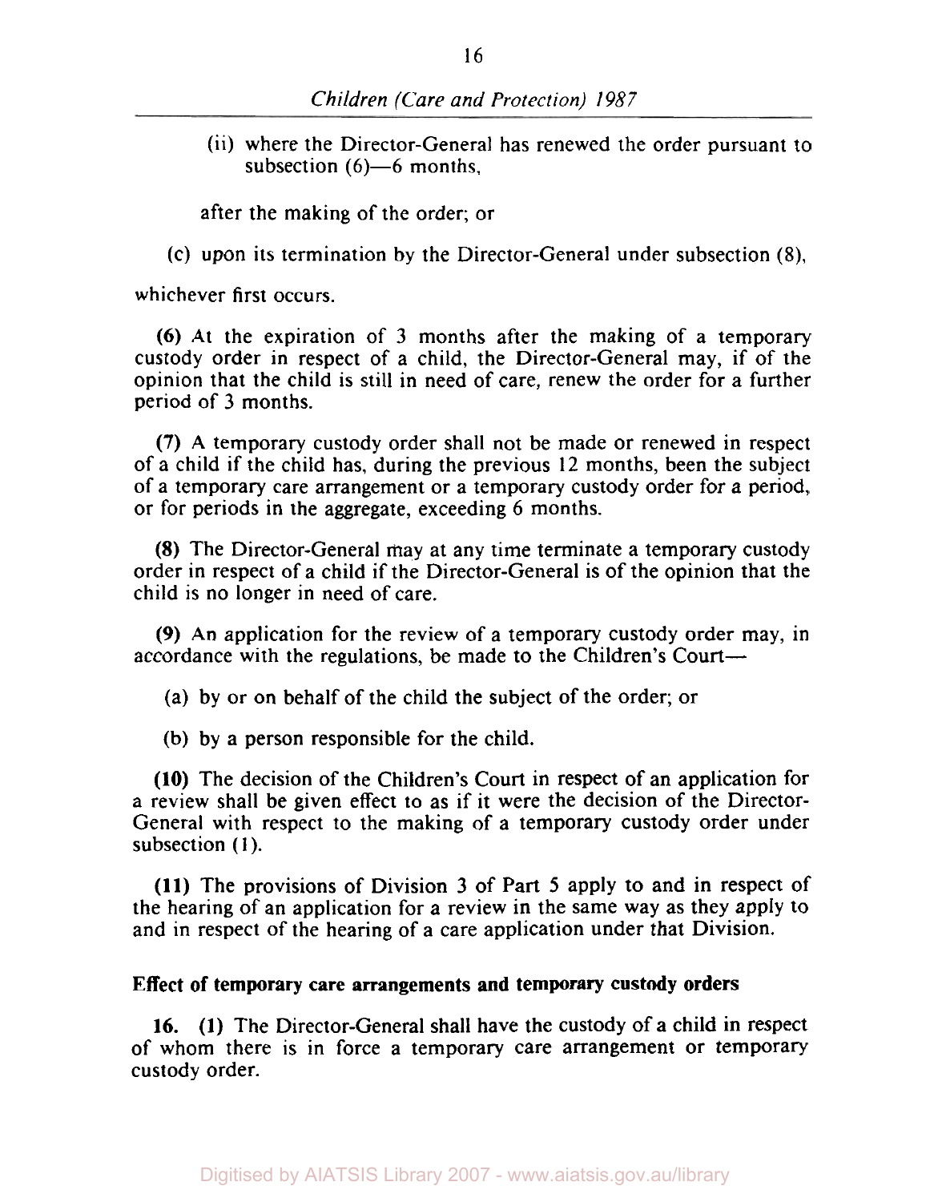(ii) where the Director-General has renewed the order pursuant to subsection (6)—6 months,

after the making of the order; or

(c) upon its termination by the Director-General under subsection (8),

whichever first occurs.

**(6)** At the expiration of 3 months after the making of a temporary custody order in respect of a child, the Director-General may, if of the opinion that the child is still in need of care, renew the order for a further period of 3 months.

**(7)** A temporary custody order shall not be made or renewed in respect of a child if the child has, during the previous 12 months, been the subject of a temporary care arrangement or a temporary custody order for a period, or for periods in the aggregate, exceeding 6 months.

**(8)** The Director-General may at any time terminate a temporary custody order in respect of a child if the Director-General is of the opinion that the child is no longer in need of care.

**(9)** An application for the review of a temporary custody order may, in accordance with the regulations, be made to the Children's Court—

(a) by or on behalf of the child the subject of the order; or

(b) by a person responsible for the child.

**(10)** The decision of the Children's Court in respect of an application for a review shall be given effect to as if it were the decision of the Director-General with respect to the making of a temporary custody order under subsection (1).

**(11)** The provisions of Division 3 of Part 5 apply to and in respect of the hearing of an application for a review in the same way as they apply to and in respect of the hearing of a care application under that Division.

**Effect of temporary care arrangements and temporary custody orders**

**16. (1)** The Director-General shall have the custody of a child in respect of whom there is in force a temporary care arrangement or temporary custody order.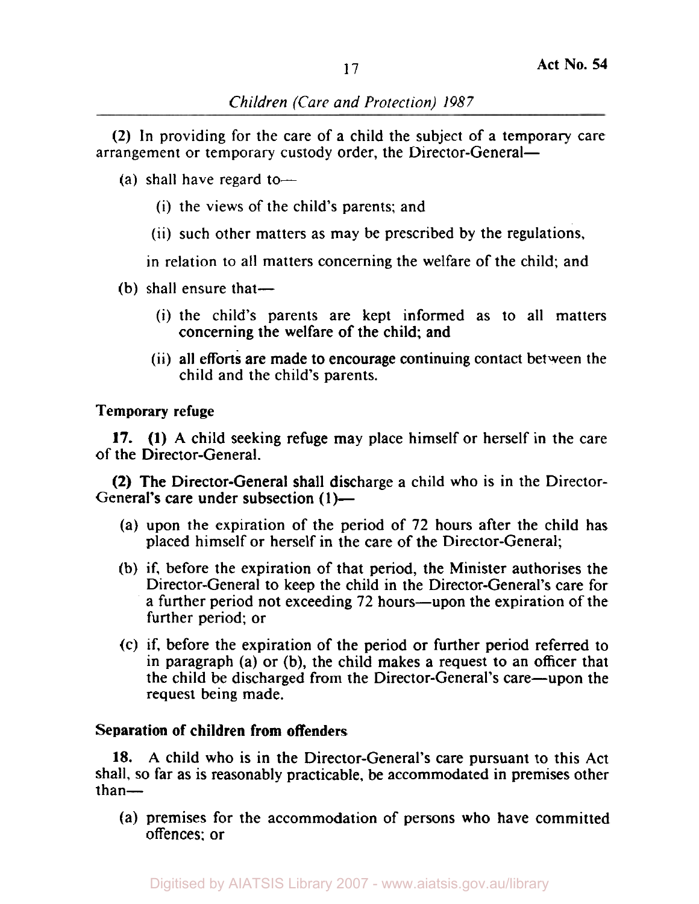(2) In providing for the care of a child the subject of a temporary care arrangement or temporary custody order, the Director-General—

(a) shall have regard to—

(i) the views of the child's parents; and

(ii) such other matters as may be prescribed by the regulations,

in relation to all matters concerning the welfare of the child; and

(b) shall ensure that—

(i) the child's parents are kept informed as to all matters concerning the welfare of the child; and

(ii) all efforts are made to encourage continuing contact between the child and the child's parents.

**Temporary refuge**

**17.** **(1)** A child seeking refuge may place himself or herself in the care of the Director-General.

**(2)** The Director-General shall discharge a child who is in the Director-General's care under subsection (1)—

(a) upon the expiration of the period of 72 hours after the child has placed himself or herself in the care of the Director-General;

(b) if, before the expiration of that period, the Minister authorises the Director-General to keep the child in the Director-General's care for a further period not exceeding 72 hours—upon the expiration of the further period; or

(c) if, before the expiration of the period or further period referred to in paragraph (a) or (b), the child makes a request to an officer that the child be discharged from the Director-General's care—upon the request being made.

**Separation of children from offenders**

**18.** A child who is in the Director-General's care pursuant to this Act shall, so far as is reasonably practicable, be accommodated in premises other than—

(a) premises for the accommodation of persons who have committed offences; or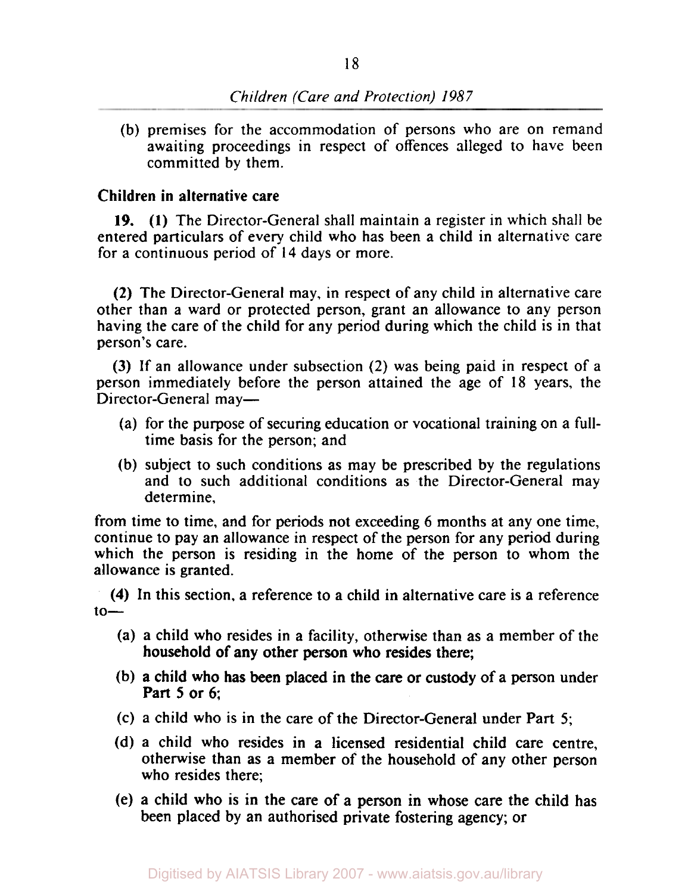(b) premises for the accommodation of persons who are on remand awaiting proceedings in respect of offences alleged to have been committed by them.

**Children in alternative care**

**19.** **(1)** The Director-General shall maintain a register in which shall be entered particulars of every child who has been a child in alternative care for a continuous period of 14 days or more.

**(2)** The Director-General may, in respect of any child in alternative care other than a ward or protected person, grant an allowance to any person having the care of the child for any period during which the child is in that person's care.

**(3)** If an allowance under subsection (2) was being paid in respect of a person immediately before the person attained the age of 18 years, the Director-General may—

- (a) for the purpose of securing education or vocational training on a full-time basis for the person; and
- (b) subject to such conditions as may be prescribed by the regulations and to such additional conditions as the Director-General may determine,

from time to time, and for periods not exceeding 6 months at any one time, continue to pay an allowance in respect of the person for any period during which the person is residing in the home of the person to whom the allowance is granted.

**(4)** In this section, a reference to a child in alternative care is a reference to—

- (a) a child who resides in a facility, otherwise than as a member of the household of any other person who resides there;
- (b) a child who has been placed in the care or custody of a person under Part 5 or 6;
- (c) a child who is in the care of the Director-General under Part 5;
- (d) a child who resides in a licensed residential child care centre, otherwise than as a member of the household of any other person who resides there;
- (e) a child who is in the care of a person in whose care the child has been placed by an authorised private fostering agency; or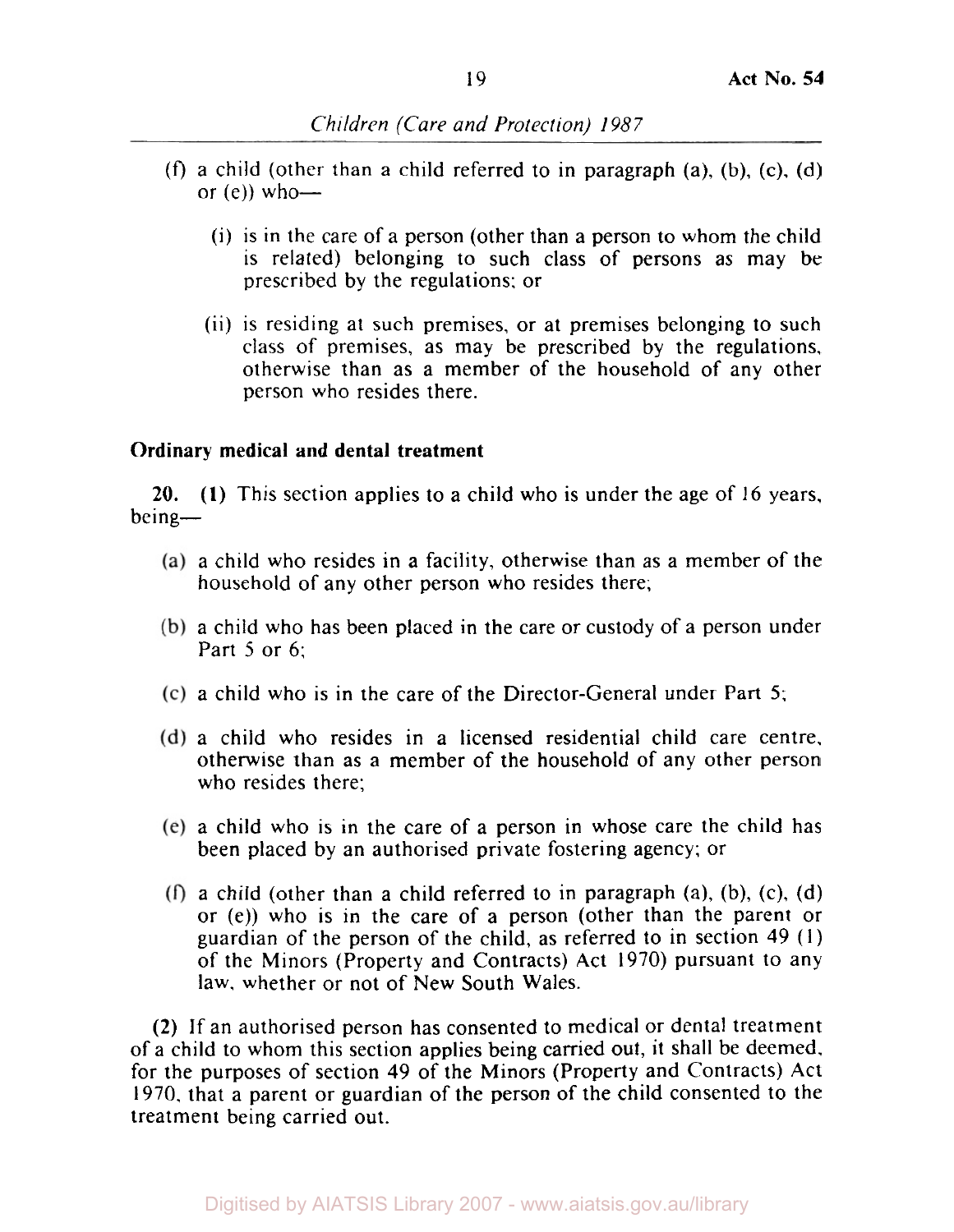(f) a child (other than a child referred to in paragraph (a), (b), (c), (d) or (e)) who—

(i) is in the care of a person (other than a person to whom the child is related) belonging to such class of persons as may be prescribed by the regulations; or

(ii) is residing at such premises, or at premises belonging to such class of premises, as may be prescribed by the regulations, otherwise than as a member of the household of any other person who resides there.

**Ordinary medical and dental treatment**

**20. (1)** This section applies to a child who is under the age of 16 years, being—

(a) a child who resides in a facility, otherwise than as a member of the household of any other person who resides there;

(b) a child who has been placed in the care or custody of a person under Part 5 or 6;

(c) a child who is in the care of the Director-General under Part 5;

(d) a child who resides in a licensed residential child care centre, otherwise than as a member of the household of any other person who resides there;

(e) a child who is in the care of a person in whose care the child has been placed by an authorised private fostering agency; or

(f) a child (other than a child referred to in paragraph (a), (b), (c), (d) or (e)) who is in the care of a person (other than the parent or guardian of the person of the child, as referred to in section 49 (1) of the Minors (Property and Contracts) Act 1970) pursuant to any law, whether or not of New South Wales.

**(2)** If an authorised person has consented to medical or dental treatment of a child to whom this section applies being carried out, it shall be deemed, for the purposes of section 49 of the Minors (Property and Contracts) Act 1970, that a parent or guardian of the person of the child consented to the treatment being carried out.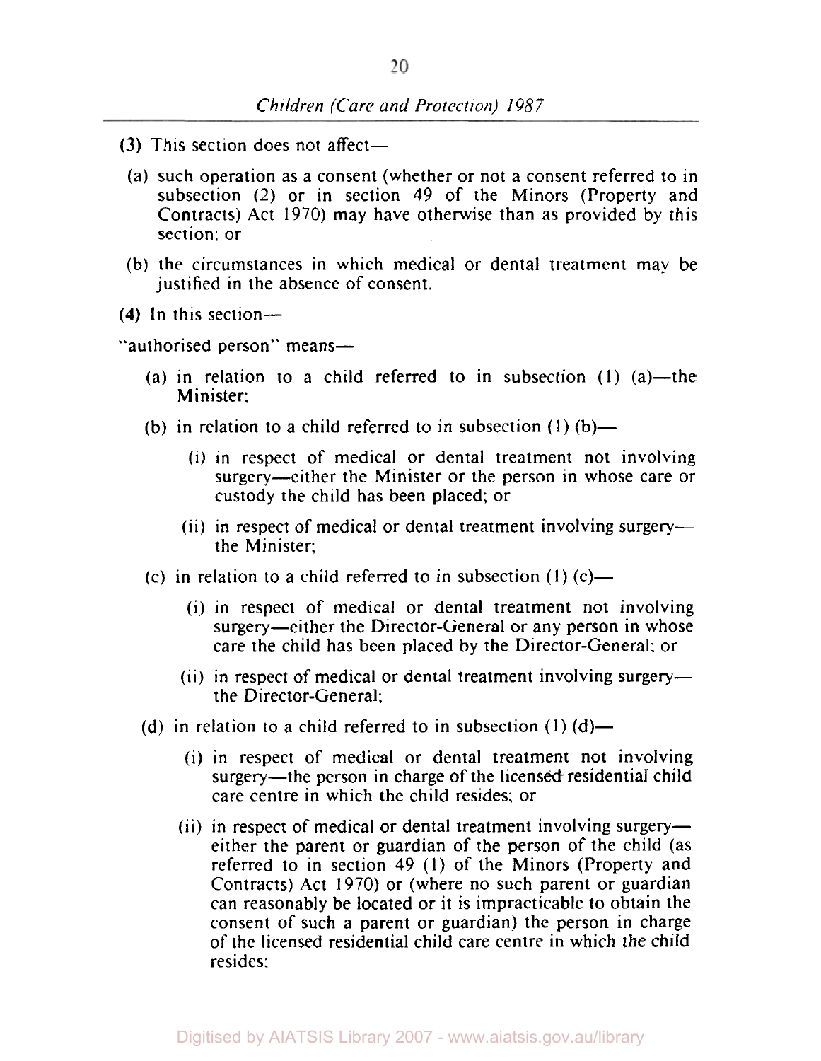**(3)** This section does not affect—

(a) such operation as a consent (whether or not a consent referred to in subsection (2) or in section 49 of the Minors (Property and Contracts) Act 1970) may have otherwise than as provided by this section; or

(b) the circumstances in which medical or dental treatment may be justified in the absence of consent.

**(4)** In this section—

"authorised person" means—

(a) in relation to a child referred to in subsection (1) (a)—the Minister;

(b) in relation to a child referred to in subsection (1) (b)—

(i) in respect of medical or dental treatment not involving surgery—either the Minister or the person in whose care or custody the child has been placed; or

(ii) in respect of medical or dental treatment involving surgery—the Minister;

(c) in relation to a child referred to in subsection (1) (c)—

(i) in respect of medical or dental treatment not involving surgery—either the Director-General or any person in whose care the child has been placed by the Director-General; or

(ii) in respect of medical or dental treatment involving surgery—the Director-General;

(d) in relation to a child referred to in subsection (1) (d)—

(i) in respect of medical or dental treatment not involving surgery—the person in charge of the licensed residential child care centre in which the child resides; or

(ii) in respect of medical or dental treatment involving surgery—either the parent or guardian of the person of the child (as referred to in section 49 (1) of the Minors (Property and Contracts) Act 1970) or (where no such parent or guardian can reasonably be located or it is impracticable to obtain the consent of such a parent or guardian) the person in charge of the licensed residential child care centre in which the child resides;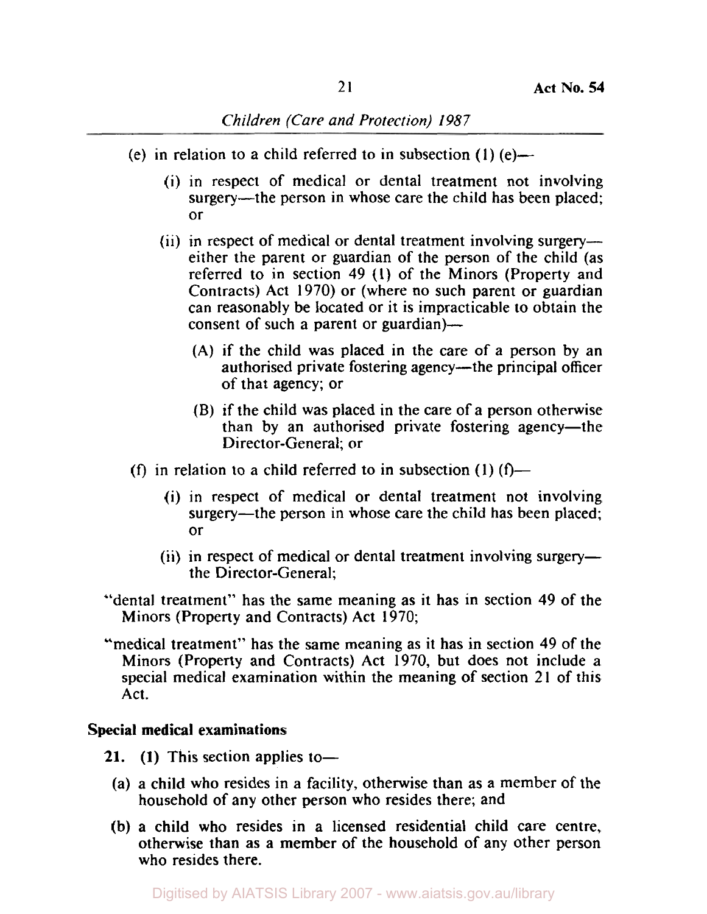(e) in relation to a child referred to in subsection (1) (e)—

(i) in respect of medical or dental treatment not involving surgery—the person in whose care the child has been placed; or

(ii) in respect of medical or dental treatment involving surgery—either the parent or guardian of the person of the child (as referred to in section 49 (1) of the Minors (Property and Contracts) Act 1970) or (where no such parent or guardian can reasonably be located or it is impracticable to obtain the consent of such a parent or guardian)—

(A) if the child was placed in the care of a person by an authorised private fostering agency—the principal officer of that agency; or

(B) if the child was placed in the care of a person otherwise than by an authorised private fostering agency—the Director-General; or

(f) in relation to a child referred to in subsection (1) (f)—

(i) in respect of medical or dental treatment not involving surgery—the person in whose care the child has been placed; or

(ii) in respect of medical or dental treatment involving surgery—the Director-General;

"dental treatment" has the same meaning as it has in section 49 of the Minors (Property and Contracts) Act 1970;

"medical treatment" has the same meaning as it has in section 49 of the Minors (Property and Contracts) Act 1970, but does not include a special medical examination within the meaning of section 21 of this Act.

**Special medical examinations**

**21. (1)** This section applies to—

(a) a child who resides in a facility, otherwise than as a member of the household of any other person who resides there; and

(b) a child who resides in a licensed residential child care centre, otherwise than as a member of the household of any other person who resides there.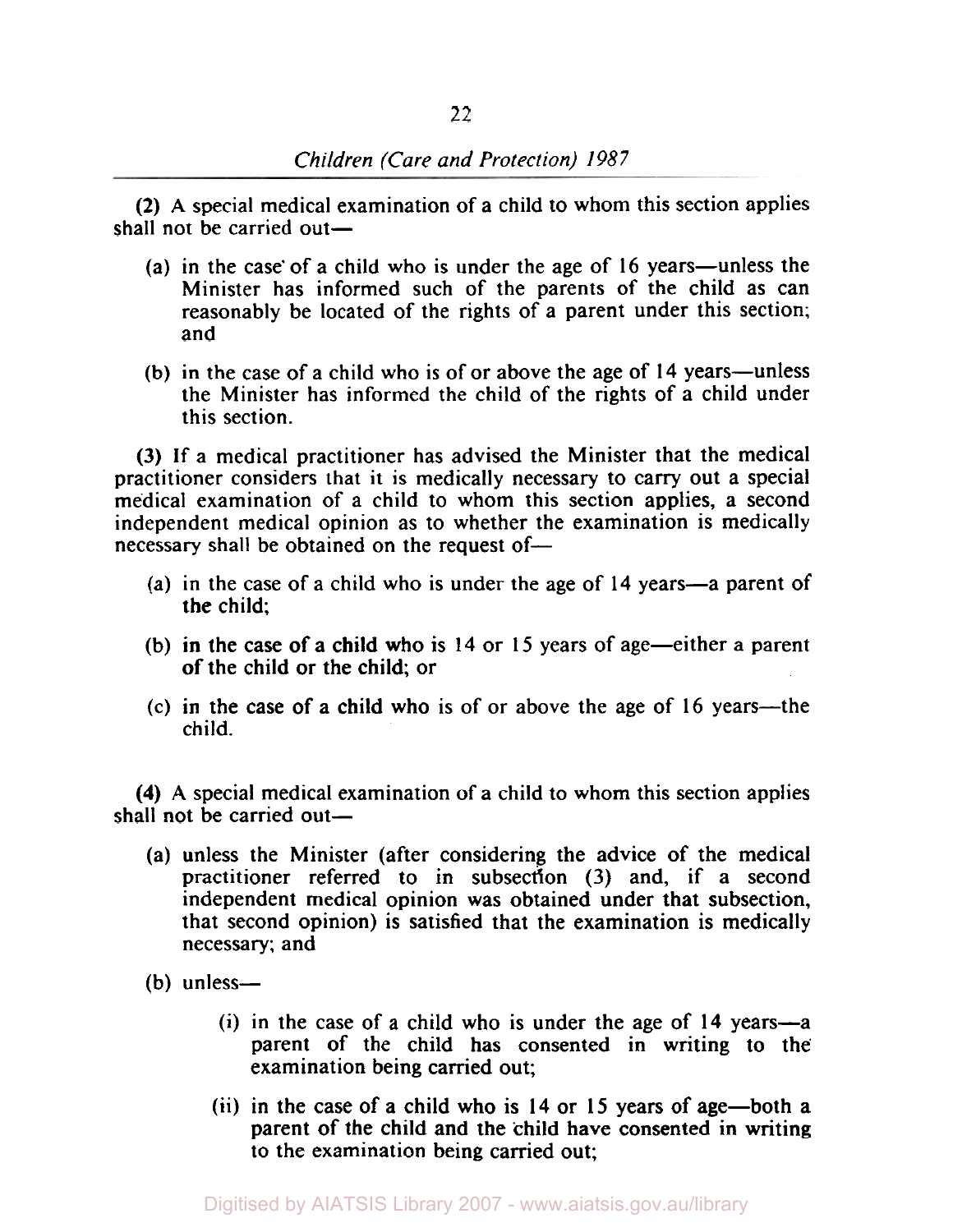(2) A special medical examination of a child to whom this section applies shall not be carried out—

(a) in the case of a child who is under the age of 16 years—unless the Minister has informed such of the parents of the child as can reasonably be located of the rights of a parent under this section; and

(b) in the case of a child who is of or above the age of 14 years—unless the Minister has informed the child of the rights of a child under this section.

(3) If a medical practitioner has advised the Minister that the medical practitioner considers that it is medically necessary to carry out a special medical examination of a child to whom this section applies, a second independent medical opinion as to whether the examination is medically necessary shall be obtained on the request of—

(a) in the case of a child who is under the age of 14 years—a parent of the child;

(b) in the case of a child who is 14 or 15 years of age—either a parent of the child or the child; or

(c) in the case of a child who is of or above the age of 16 years—the child.

(4) A special medical examination of a child to whom this section applies shall not be carried out—

(a) unless the Minister (after considering the advice of the medical practitioner referred to in subsection (3) and, if a second independent medical opinion was obtained under that subsection, that second opinion) is satisfied that the examination is medically necessary; and

(b) unless—

(i) in the case of a child who is under the age of 14 years—a parent of the child has consented in writing to the examination being carried out;

(ii) in the case of a child who is 14 or 15 years of age—both a parent of the child and the child have consented in writing to the examination being carried out;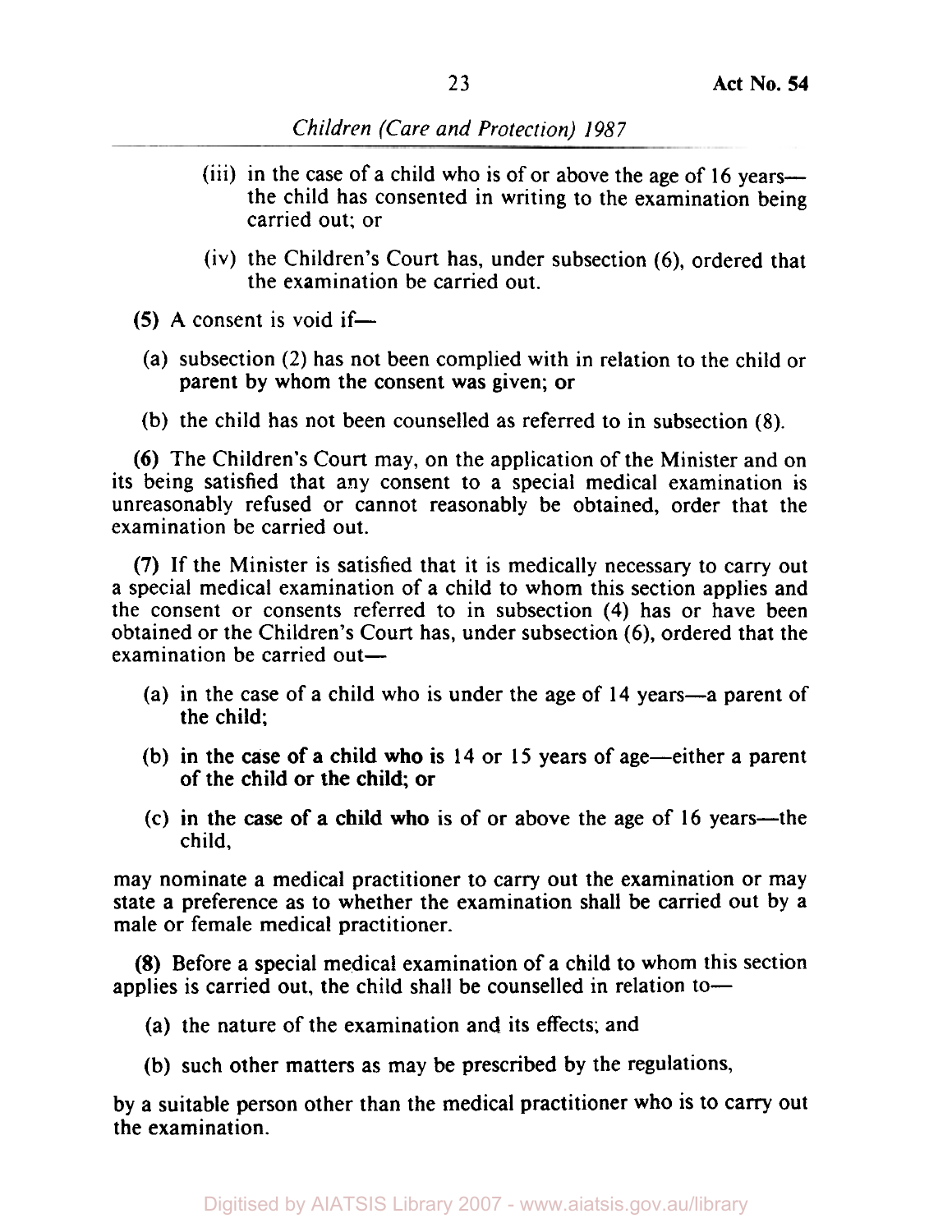(iii) in the case of a child who is of or above the age of 16 years—the child has consented in writing to the examination being carried out; or

(iv) the Children's Court has, under subsection (6), ordered that the examination be carried out.

**(5)** A consent is void if—

(a) subsection (2) has not been complied with in relation to the child or parent by whom the consent was given; or

(b) the child has not been counselled as referred to in subsection (8).

**(6)** The Children's Court may, on the application of the Minister and on its being satisfied that any consent to a special medical examination is unreasonably refused or cannot reasonably be obtained, order that the examination be carried out.

**(7)** If the Minister is satisfied that it is medically necessary to carry out a special medical examination of a child to whom this section applies and the consent or consents referred to in subsection (4) has or have been obtained or the Children's Court has, under subsection (6), ordered that the examination be carried out—

(a) in the case of a child who is under the age of 14 years—a parent of the child;

(b) in the case of a child who is 14 or 15 years of age—either a parent of the child or the child; or

(c) in the case of a child who is of or above the age of 16 years—the child,

may nominate a medical practitioner to carry out the examination or may state a preference as to whether the examination shall be carried out by a male or female medical practitioner.

**(8)** Before a special medical examination of a child to whom this section applies is carried out, the child shall be counselled in relation to—

(a) the nature of the examination and its effects; and

(b) such other matters as may be prescribed by the regulations,

by a suitable person other than the medical practitioner who is to carry out the examination.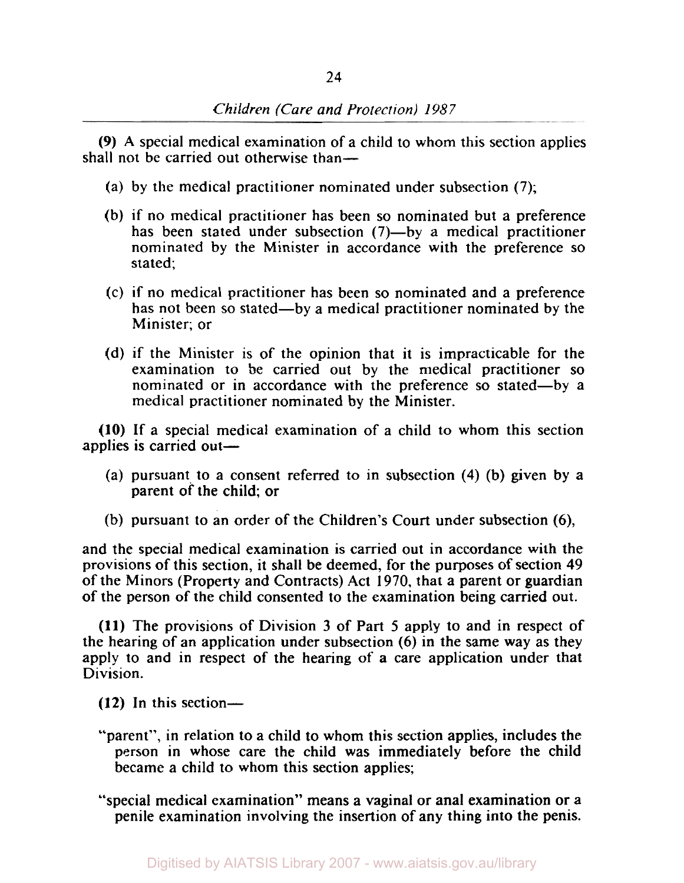**(9)** A special medical examination of a child to whom this section applies shall not be carried out otherwise than—

(a) by the medical practitioner nominated under subsection (7);

(b) if no medical practitioner has been so nominated but a preference has been stated under subsection (7)—by a medical practitioner nominated by the Minister in accordance with the preference so stated;

(c) if no medical practitioner has been so nominated and a preference has not been so stated—by a medical practitioner nominated by the Minister; or

(d) if the Minister is of the opinion that it is impracticable for the examination to be carried out by the medical practitioner so nominated or in accordance with the preference so stated—by a medical practitioner nominated by the Minister.

**(10)** If a special medical examination of a child to whom this section applies is carried out—

(a) pursuant to a consent referred to in subsection (4) (b) given by a parent of the child; or

(b) pursuant to an order of the Children's Court under subsection (6),

and the special medical examination is carried out in accordance with the provisions of this section, it shall be deemed, for the purposes of section 49 of the Minors (Property and Contracts) Act 1970, that a parent or guardian of the person of the child consented to the examination being carried out.

**(11)** The provisions of Division 3 of Part 5 apply to and in respect of the hearing of an application under subsection (6) in the same way as they apply to and in respect of the hearing of a care application under that Division.

**(12)** In this section—

"parent", in relation to a child to whom this section applies, includes the person in whose care the child was immediately before the child became a child to whom this section applies;

"special medical examination" means a vaginal or anal examination or a penile examination involving the insertion of any thing into the penis.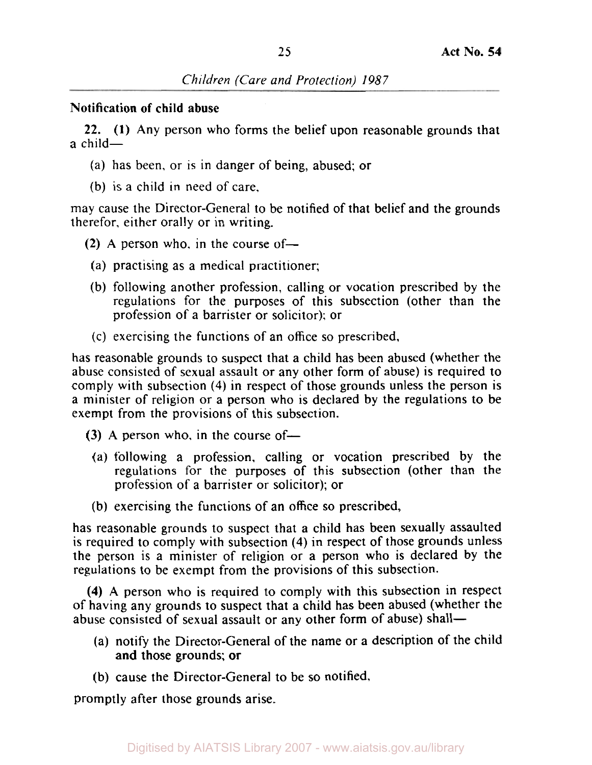**Notification of child abuse**

**22. (1)** Any person who forms the belief upon reasonable grounds that a child—

(a) has been, or is in danger of being, abused; or

(b) is a child in need of care,

may cause the Director-General to be notified of that belief and the grounds therefor, either orally or in writing.

**(2)** A person who, in the course of—

(a) practising as a medical practitioner;

(b) following another profession, calling or vocation prescribed by the regulations for the purposes of this subsection (other than the profession of a barrister or solicitor); or

(c) exercising the functions of an office so prescribed,

has reasonable grounds to suspect that a child has been abused (whether the abuse consisted of sexual assault or any other form of abuse) is required to comply with subsection (4) in respect of those grounds unless the person is a minister of religion or a person who is declared by the regulations to be exempt from the provisions of this subsection.

**(3)** A person who, in the course of—

(a) following a profession, calling or vocation prescribed by the regulations for the purposes of this subsection (other than the profession of a barrister or solicitor); or

(b) exercising the functions of an office so prescribed,

has reasonable grounds to suspect that a child has been sexually assaulted is required to comply with subsection (4) in respect of those grounds unless the person is a minister of religion or a person who is declared by the regulations to be exempt from the provisions of this subsection.

**(4)** A person who is required to comply with this subsection in respect of having any grounds to suspect that a child has been abused (whether the abuse consisted of sexual assault or any other form of abuse) shall—

(a) notify the Director-General of the name or a description of the child and those grounds; or

(b) cause the Director-General to be so notified,

promptly after those grounds arise.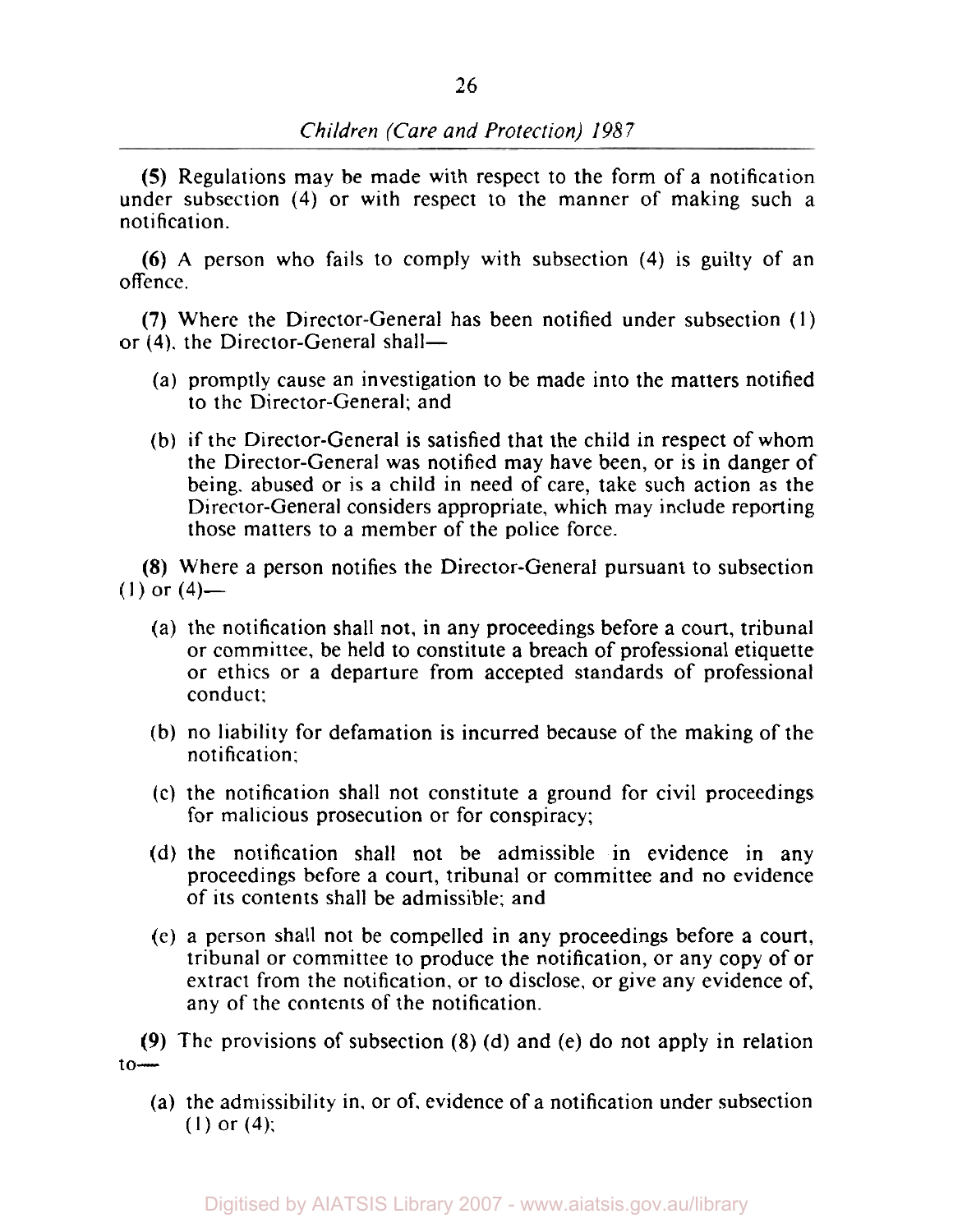**(5)** Regulations may be made with respect to the form of a notification under subsection (4) or with respect to the manner of making such a notification.

**(6)** A person who fails to comply with subsection (4) is guilty of an offence.

**(7)** Where the Director-General has been notified under subsection (1) or (4), the Director-General shall—

(a) promptly cause an investigation to be made into the matters notified to the Director-General; and

(b) if the Director-General is satisfied that the child in respect of whom the Director-General was notified may have been, or is in danger of being, abused or is a child in need of care, take such action as the Director-General considers appropriate, which may include reporting those matters to a member of the police force.

**(8)** Where a person notifies the Director-General pursuant to subsection (1) or (4)—

(a) the notification shall not, in any proceedings before a court, tribunal or committee, be held to constitute a breach of professional etiquette or ethics or a departure from accepted standards of professional conduct;

(b) no liability for defamation is incurred because of the making of the notification;

(c) the notification shall not constitute a ground for civil proceedings for malicious prosecution or for conspiracy;

(d) the notification shall not be admissible in evidence in any proceedings before a court, tribunal or committee and no evidence of its contents shall be admissible; and

(e) a person shall not be compelled in any proceedings before a court, tribunal or committee to produce the notification, or any copy of or extract from the notification, or to disclose, or give any evidence of, any of the contents of the notification.

**(9)** The provisions of subsection (8) (d) and (e) do not apply in relation to—

(a) the admissibility in, or of, evidence of a notification under subsection (1) or (4);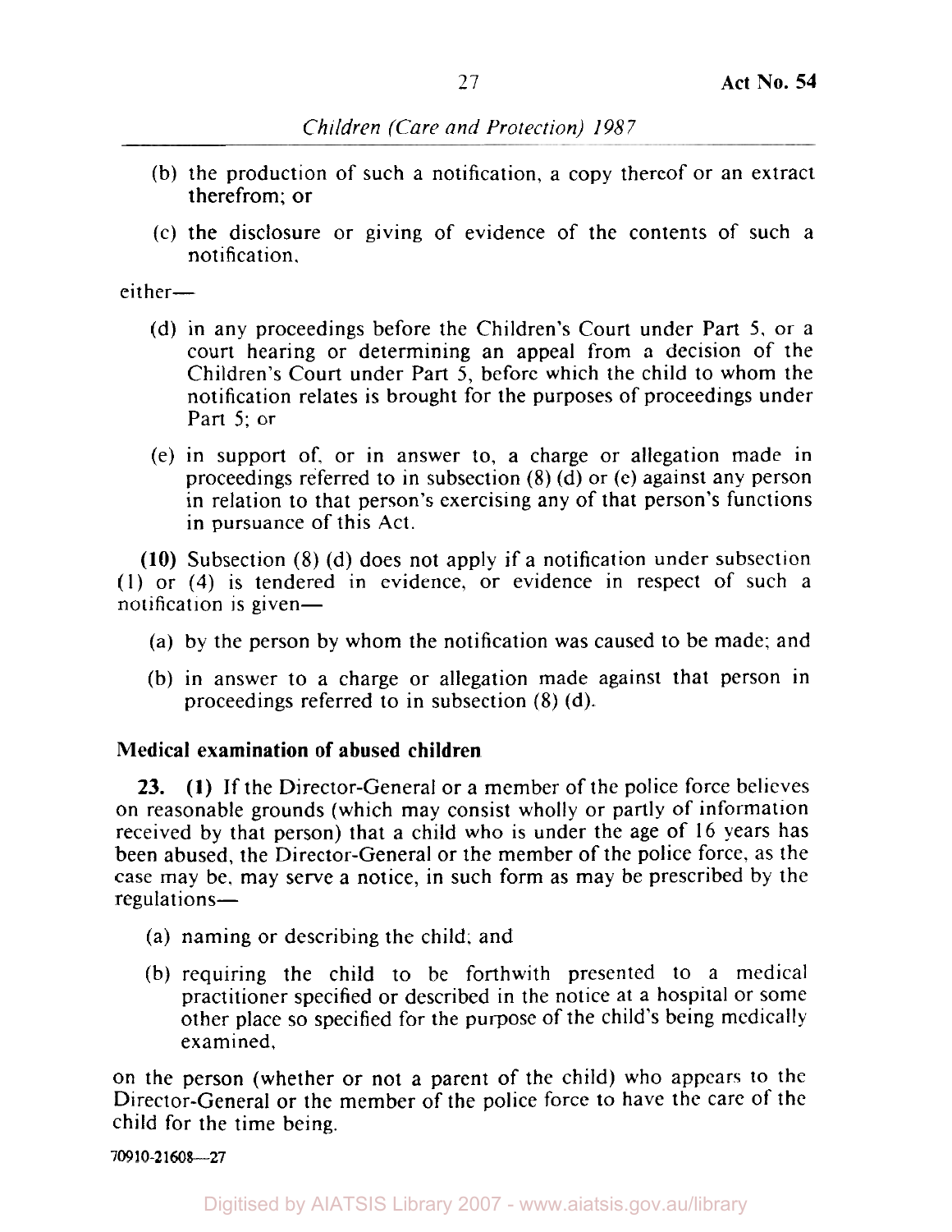(b) the production of such a notification, a copy thereof or an extract therefrom; or

(c) the disclosure or giving of evidence of the contents of such a notification,

either—

(d) in any proceedings before the Children's Court under Part 5, or a court hearing or determining an appeal from a decision of the Children's Court under Part 5, before which the child to whom the notification relates is brought for the purposes of proceedings under Part 5; or

(e) in support of, or in answer to, a charge or allegation made in proceedings referred to in subsection (8) (d) or (e) against any person in relation to that person's exercising any of that person's functions in pursuance of this Act.

**(10)** Subsection (8) (d) does not apply if a notification under subsection (1) or (4) is tendered in evidence, or evidence in respect of such a notification is given—

(a) by the person by whom the notification was caused to be made; and

(b) in answer to a charge or allegation made against that person in proceedings referred to in subsection (8) (d).

### Medical examination of abused children

**23. (1)** If the Director-General or a member of the police force believes on reasonable grounds (which may consist wholly or partly of information received by that person) that a child who is under the age of 16 years has been abused, the Director-General or the member of the police force, as the case may be, may serve a notice, in such form as may be prescribed by the regulations—

(a) naming or describing the child; and

(b) requiring the child to be forthwith presented to a medical practitioner specified or described in the notice at a hospital or some other place so specified for the purpose of the child's being medically examined,

on the person (whether or not a parent of the child) who appears to the Director-General or the member of the police force to have the care of the child for the time being.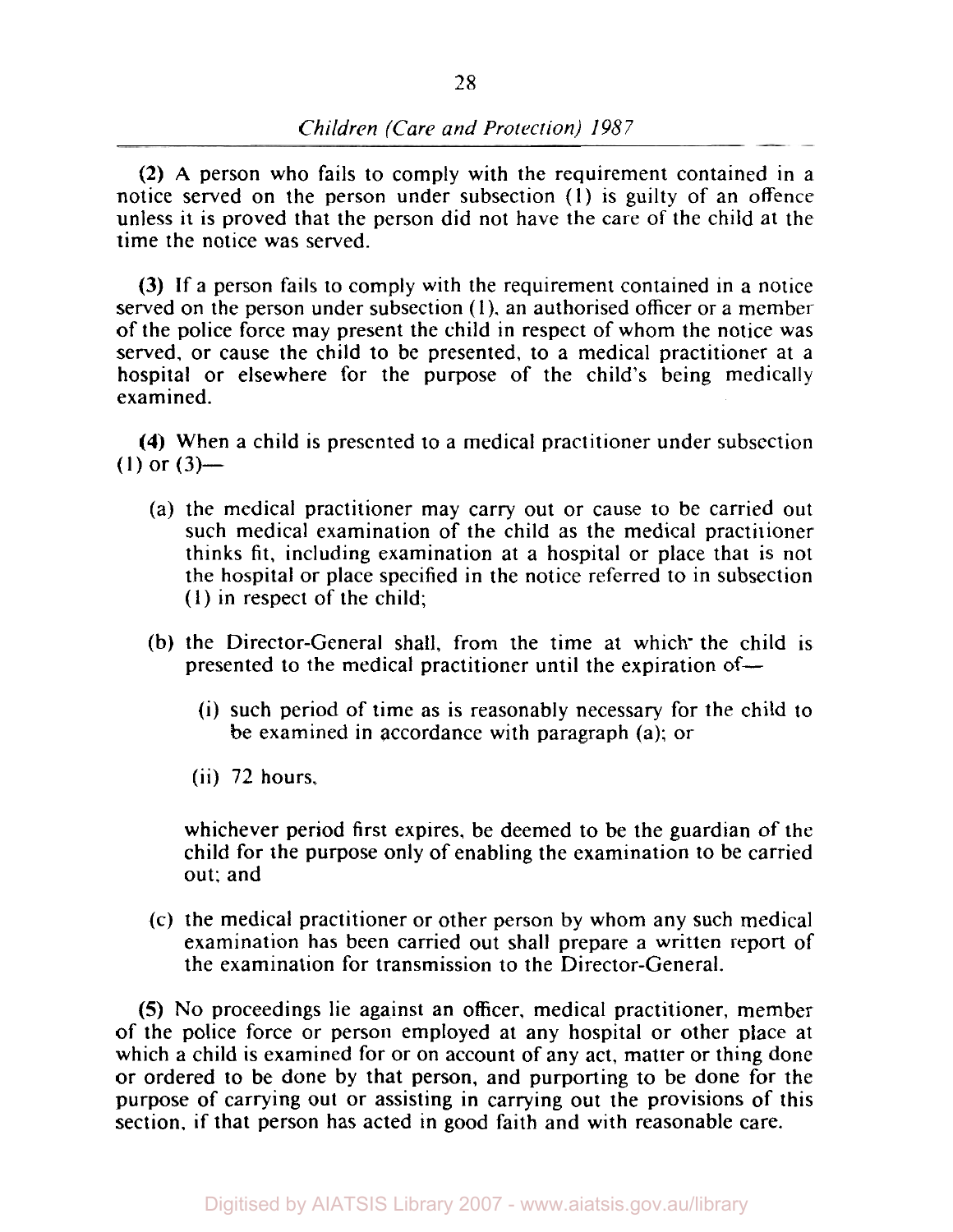**(2)** A person who fails to comply with the requirement contained in a notice served on the person under subsection (1) is guilty of an offence unless it is proved that the person did not have the care of the child at the time the notice was served.

**(3)** If a person fails to comply with the requirement contained in a notice served on the person under subsection (1), an authorised officer or a member of the police force may present the child in respect of whom the notice was served, or cause the child to be presented, to a medical practitioner at a hospital or elsewhere for the purpose of the child's being medically examined.

**(4)** When a child is presented to a medical practitioner under subsection (1) or (3)—

(a) the medical practitioner may carry out or cause to be carried out such medical examination of the child as the medical practitioner thinks fit, including examination at a hospital or place that is not the hospital or place specified in the notice referred to in subsection (1) in respect of the child;

(b) the Director-General shall, from the time at which the child is presented to the medical practitioner until the expiration of—

(i) such period of time as is reasonably necessary for the child to be examined in accordance with paragraph (a); or

(ii) 72 hours,

whichever period first expires, be deemed to be the guardian of the child for the purpose only of enabling the examination to be carried out; and

(c) the medical practitioner or other person by whom any such medical examination has been carried out shall prepare a written report of the examination for transmission to the Director-General.

**(5)** No proceedings lie against an officer, medical practitioner, member of the police force or person employed at any hospital or other place at which a child is examined for or on account of any act, matter or thing done or ordered to be done by that person, and purporting to be done for the purpose of carrying out or assisting in carrying out the provisions of this section, if that person has acted in good faith and with reasonable care.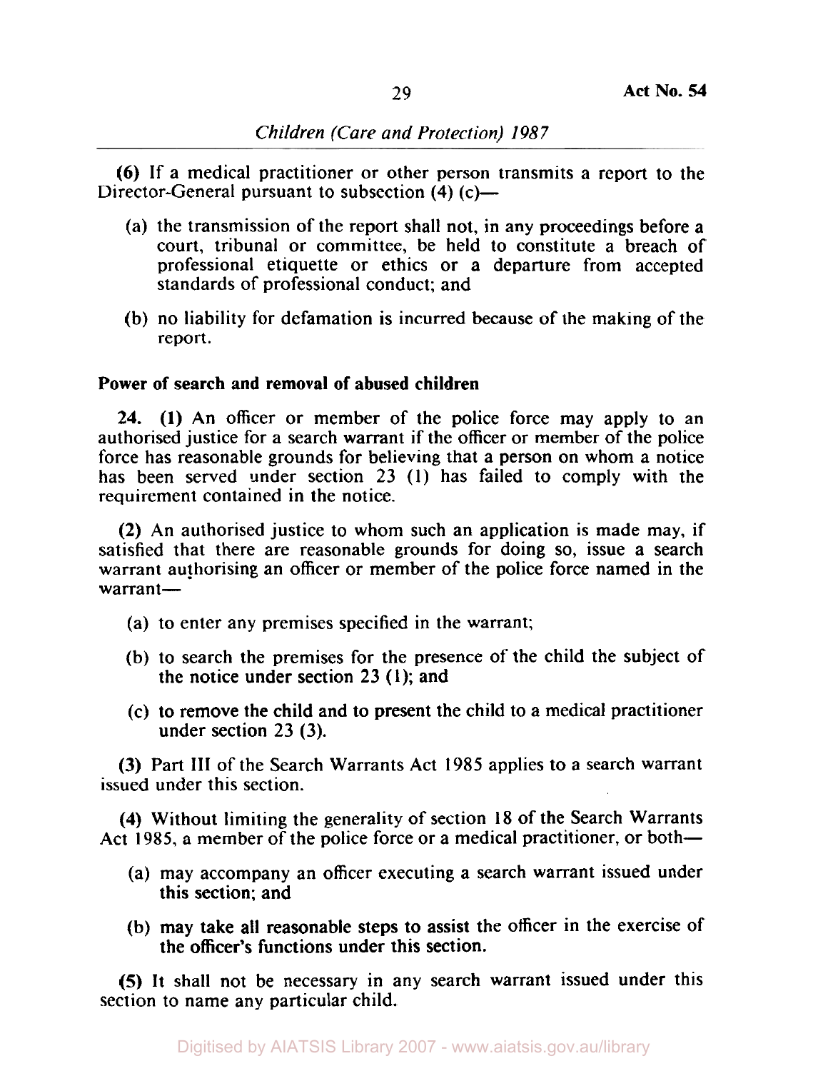**(6)** If a medical practitioner or other person transmits a report to the Director-General pursuant to subsection (4) (c)—

(a) the transmission of the report shall not, in any proceedings before a court, tribunal or committee, be held to constitute a breach of professional etiquette or ethics or a departure from accepted standards of professional conduct; and

(b) no liability for defamation is incurred because of the making of the report.

**Power of search and removal of abused children**

**24. (1)** An officer or member of the police force may apply to an authorised justice for a search warrant if the officer or member of the police force has reasonable grounds for believing that a person on whom a notice has been served under section 23 (1) has failed to comply with the requirement contained in the notice.

**(2)** An authorised justice to whom such an application is made may, if satisfied that there are reasonable grounds for doing so, issue a search warrant authorising an officer or member of the police force named in the warrant—

(a) to enter any premises specified in the warrant;

(b) to search the premises for the presence of the child the subject of the notice under section 23 (1); and

(c) to remove the child and to present the child to a medical practitioner under section 23 (3).

**(3)** Part III of the Search Warrants Act 1985 applies to a search warrant issued under this section.

**(4)** Without limiting the generality of section 18 of the Search Warrants Act 1985, a member of the police force or a medical practitioner, or both—

(a) may accompany an officer executing a search warrant issued under this section; and

(b) may take all reasonable steps to assist the officer in the exercise of the officer's functions under this section.

**(5)** It shall not be necessary in any search warrant issued under this section to name any particular child.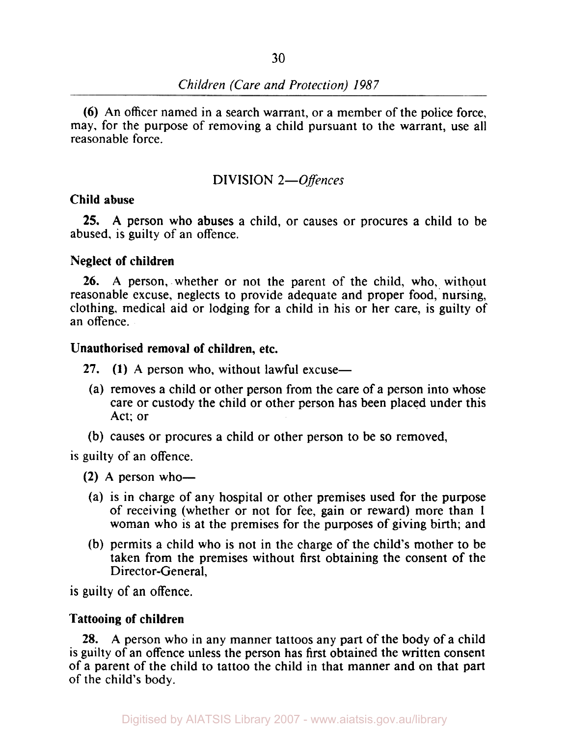(6) An officer named in a search warrant, or a member of the police force, may, for the purpose of removing a child pursuant to the warrant, use all reasonable force.

## DIVISION 2—*Offences*

**Child abuse**

**25.** A person who abuses a child, or causes or procures a child to be abused, is guilty of an offence.

**Neglect of children**

**26.** A person, whether or not the parent of the child, who, without reasonable excuse, neglects to provide adequate and proper food, nursing, clothing, medical aid or lodging for a child in his or her care, is guilty of an offence.

**Unauthorised removal of children, etc.**

**27. (1)** A person who, without lawful excuse—

(a) removes a child or other person from the care of a person into whose care or custody the child or other person has been placed under this Act; or

(b) causes or procures a child or other person to be so removed,

is guilty of an offence.

**(2)** A person who—

(a) is in charge of any hospital or other premises used for the purpose of receiving (whether or not for fee, gain or reward) more than 1 woman who is at the premises for the purposes of giving birth; and

(b) permits a child who is not in the charge of the child's mother to be taken from the premises without first obtaining the consent of the Director-General,

is guilty of an offence.

**Tattooing of children**

**28.** A person who in any manner tattoos any part of the body of a child is guilty of an offence unless the person has first obtained the written consent of a parent of the child to tattoo the child in that manner and on that part of the child's body.